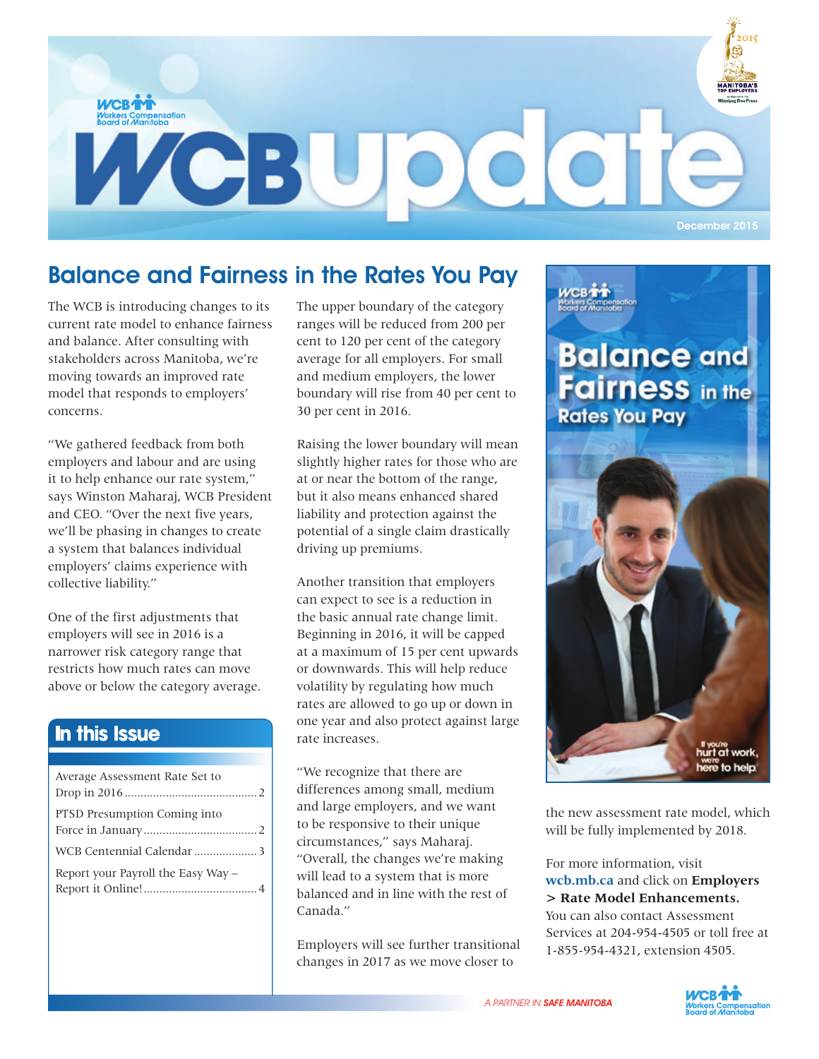# WCB Update

December 2015

## Balance and Fairness in the Rates You Pay

The WCB is introducing changes to its current rate model to enhance fairness and balance. After consulting with stakeholders across Manitoba, we're moving towards an improved rate model that responds to employers' concerns.

"We gathered feedback from both employers and labour and are using it to help enhance our rate system," says Winston Maharaj, WCB President and CEO. "Over the next five years, we'll be phasing in changes to create a system that balances individual employers' claims experience with collective liability."

One of the first adjustments that employers will see in 2016 is a narrower risk category range that restricts how much rates can move above or below the category average.

The upper boundary of the category ranges will be reduced from 200 per cent to 120 per cent of the category average for all employers. For small and medium employers, the lower boundary will rise from 40 per cent to 30 per cent in 2016.

Raising the lower boundary will mean slightly higher rates for those who are at or near the bottom of the range, but it also means enhanced shared liability and protection against the potential of a single claim drastically driving up premiums.

Another transition that employers can expect to see is a reduction in the basic annual rate change limit. Beginning in 2016, it will be capped at a maximum of 15 per cent upwards or downwards. This will help reduce volatility by regulating how much rates are allowed to go up or down in one year and also protect against large rate increases.

"We recognize that there are differences among small, medium and large employers, and we want to be responsive to their unique circumstances," says Maharaj. "Overall, the changes we're making will lead to a system that is more balanced and in line with the rest of Canada."

Employers will see further transitional changes in 2017 as we move closer to the new assessment rate model, which will be fully implemented by 2018.

For more information, visit **wcb.mb.ca** and click on **Employers > Rate Model Enhancements.** You can also contact Assessment Services at 204-954-4505 or toll free at 1-855-954-4321, extension 4505.

## In this Issue

- Average Assessment Rate Set to Drop in 2016 ..... 2
- PTSD Presumption Coming into Force in January ..... 2
- WCB Centennial Calendar ..... 3
- Report your Payroll the Easy Way – Report it Online! ..... 4

*A PARTNER IN **SAFE MANITOBA***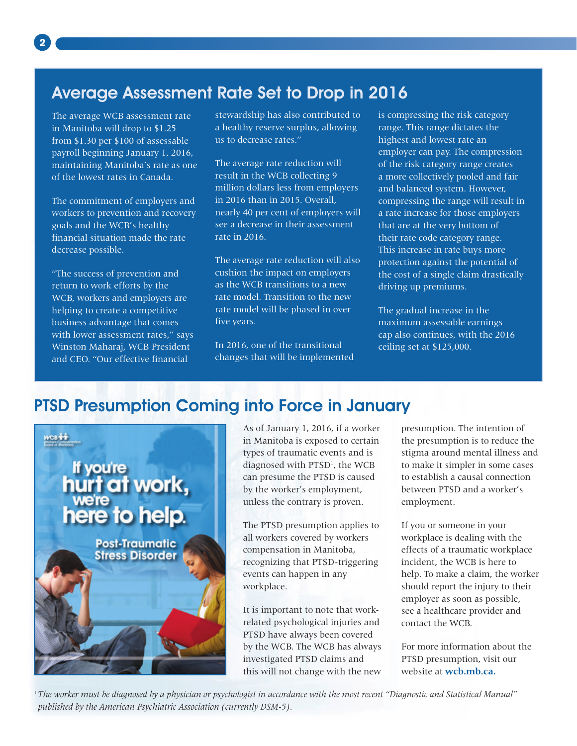## Average Assessment Rate Set to Drop in 2016

The average WCB assessment rate in Manitoba will drop to $1.25 from $1.30 per $100 of assessable payroll beginning January 1, 2016, maintaining Manitoba's rate as one of the lowest rates in Canada.

The commitment of employers and workers to prevention and recovery goals and the WCB's healthy financial situation made the rate decrease possible.

"The success of prevention and return to work efforts by the WCB, workers and employers are helping to create a competitive business advantage that comes with lower assessment rates," says Winston Maharaj, WCB President and CEO. "Our effective financial stewardship has also contributed to a healthy reserve surplus, allowing us to decrease rates."

The average rate reduction will result in the WCB collecting 9 million dollars less from employers in 2016 than in 2015. Overall, nearly 40 per cent of employers will see a decrease in their assessment rate in 2016.

The average rate reduction will also cushion the impact on employers as the WCB transitions to a new rate model. Transition to the new rate model will be phased in over five years.

In 2016, one of the transitional changes that will be implemented is compressing the risk category range. This range dictates the highest and lowest rate an employer can pay. The compression of the risk category range creates a more collectively pooled and fair and balanced system. However, compressing the range will result in a rate increase for those employers that are at the very bottom of their rate code category range. This increase in rate buys more protection against the potential of the cost of a single claim drastically driving up premiums.

The gradual increase in the maximum assessable earnings cap also continues, with the 2016 ceiling set at $125,000.

## PTSD Presumption Coming into Force in January

As of January 1, 2016, if a worker in Manitoba is exposed to certain types of traumatic events and is diagnosed with PTSD[1], the WCB can presume the PTSD is caused by the worker's employment, unless the contrary is proven.

The PTSD presumption applies to all workers covered by workers compensation in Manitoba, recognizing that PTSD-triggering events can happen in any workplace.

It is important to note that work-related psychological injuries and PTSD have always been covered by the WCB. The WCB has always investigated PTSD claims and this will not change with the new presumption. The intention of the presumption is to reduce the stigma around mental illness and to make it simpler in some cases to establish a causal connection between PTSD and a worker's employment.

If you or someone in your workplace is dealing with the effects of a traumatic workplace incident, the WCB is here to help. To make a claim, the worker should report the injury to their employer as soon as possible, see a healthcare provider and contact the WCB.

For more information about the PTSD presumption, visit our website at **wcb.mb.ca.**

[1] *The worker must be diagnosed by a physician or psychologist in accordance with the most recent "Diagnostic and Statistical Manual" published by the American Psychiatric Association (currently DSM-5).*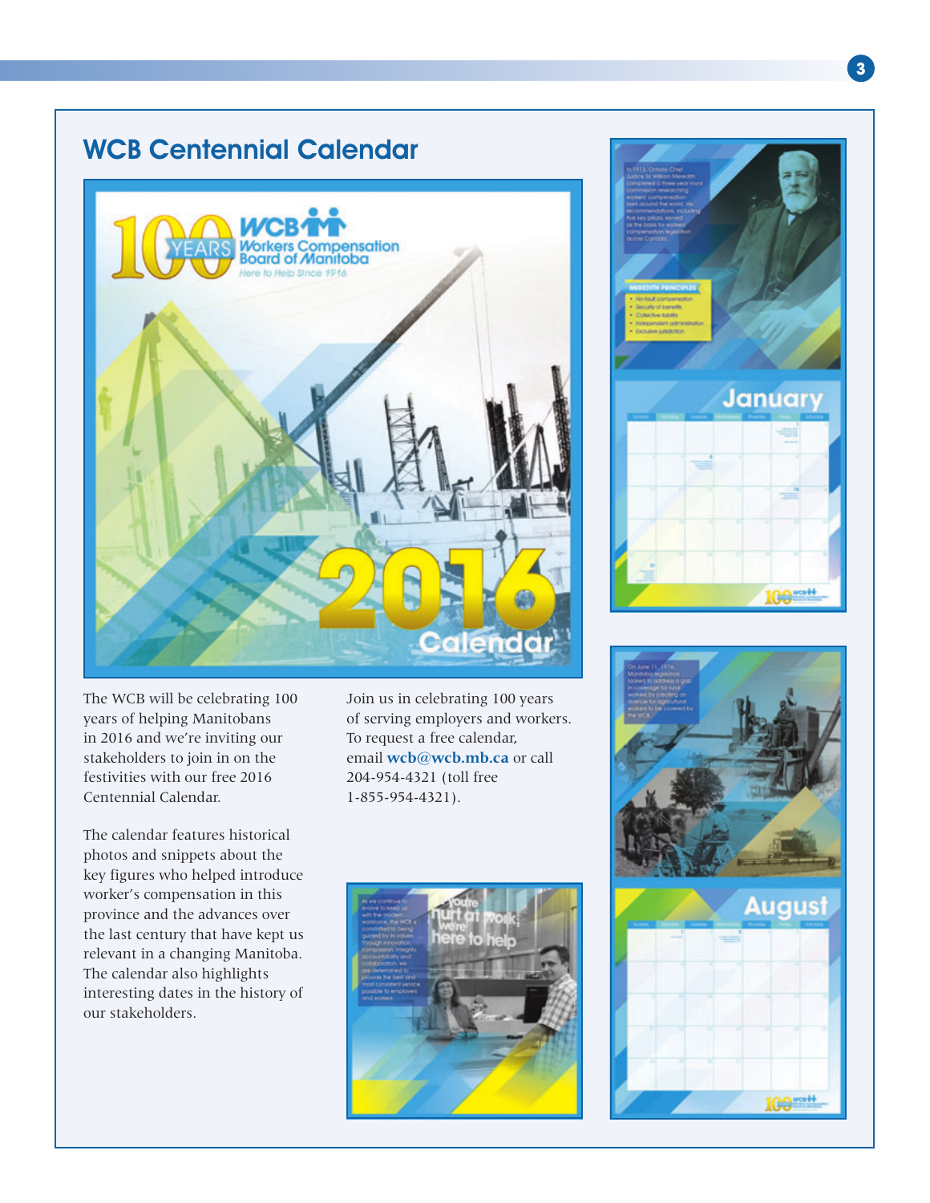## WCB Centennial Calendar

The WCB will be celebrating 100 years of helping Manitobans in 2016 and we're inviting our stakeholders to join in on the festivities with our free 2016 Centennial Calendar.

The calendar features historical photos and snippets about the key figures who helped introduce worker's compensation in this province and the advances over the last century that have kept us relevant in a changing Manitoba. The calendar also highlights interesting dates in the history of our stakeholders.

Join us in celebrating 100 years of serving employers and workers. To request a free calendar, email **wcb@wcb.mb.ca** or call 204-954-4321 (toll free 1-855-954-4321).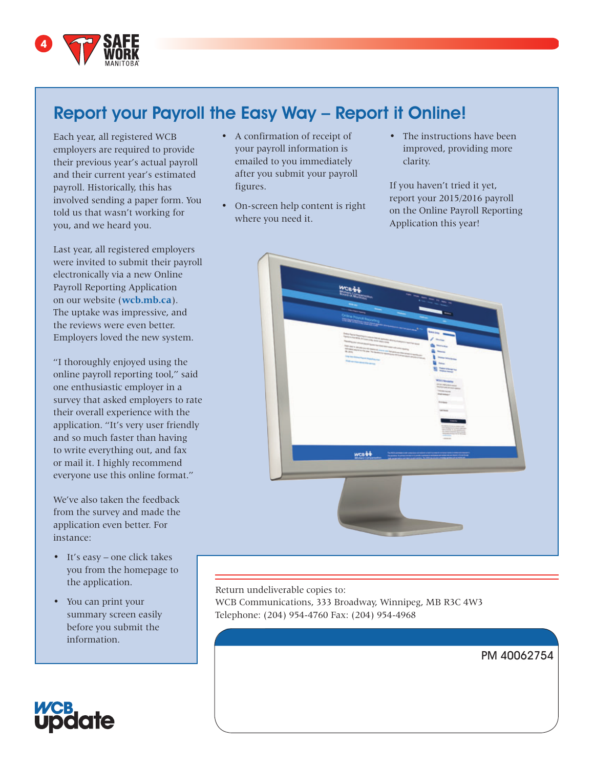## Report your Payroll the Easy Way – Report it Online!

Each year, all registered WCB employers are required to provide their previous year's actual payroll and their current year's estimated payroll. Historically, this has involved sending a paper form. You told us that wasn't working for you, and we heard you.

Last year, all registered employers were invited to submit their payroll electronically via a new Online Payroll Reporting Application on our website (**wcb.mb.ca**). The uptake was impressive, and the reviews were even better. Employers loved the new system.

"I thoroughly enjoyed using the online payroll reporting tool," said one enthusiastic employer in a survey that asked employers to rate their overall experience with the application. "It's very user friendly and so much faster than having to write everything out, and fax or mail it. I highly recommend everyone use this online format."

We've also taken the feedback from the survey and made the application even better. For instance:

- It's easy – one click takes you from the homepage to the application.
- You can print your summary screen easily before you submit the information.
- A confirmation of receipt of your payroll information is emailed to you immediately after you submit your payroll figures.
- On-screen help content is right where you need it.
- The instructions have been improved, providing more clarity.

If you haven't tried it yet, report your 2015/2016 payroll on the Online Payroll Reporting Application this year!

Return undeliverable copies to:
WCB Communications, 333 Broadway, Winnipeg, MB R3C 4W3
Telephone: (204) 954-4760 Fax: (204) 954-4968

PM 40062754

WCB update